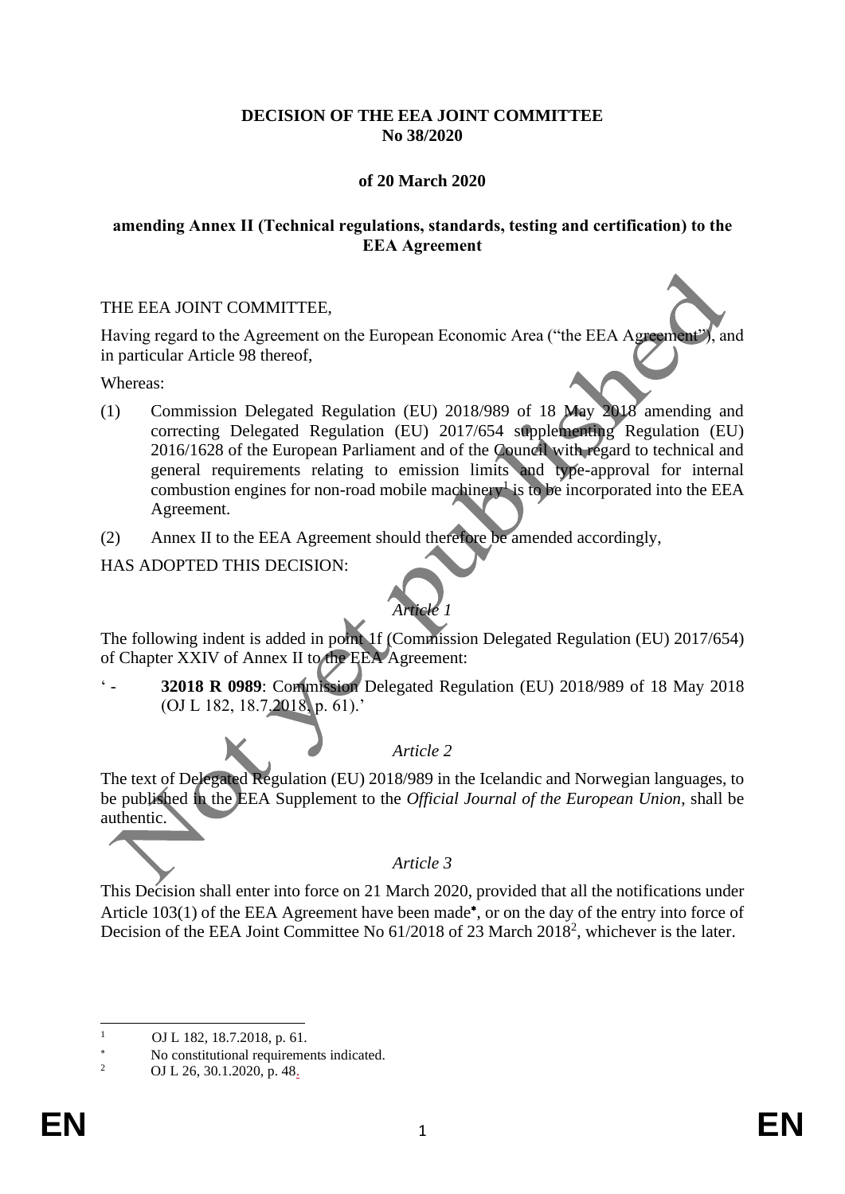**DECISION OF THE EEA JOINT COMMITTEE**
**No 38/2020**

**of 20 March 2020**

**amending Annex II (Technical regulations, standards, testing and certification) to the EEA Agreement**

THE EEA JOINT COMMITTEE,

Having regard to the Agreement on the European Economic Area ("the EEA Agreement"), and in particular Article 98 thereof,

Whereas:

(1) Commission Delegated Regulation (EU) 2018/989 of 18 May 2018 amending and correcting Delegated Regulation (EU) 2017/654 supplementing Regulation (EU) 2016/1628 of the European Parliament and of the Council with regard to technical and general requirements relating to emission limits and type-approval for internal combustion engines for non-road mobile machinery[1] is to be incorporated into the EEA Agreement.

(2) Annex II to the EEA Agreement should therefore be amended accordingly,

HAS ADOPTED THIS DECISION:

*Article 1*

The following indent is added in point 1f (Commission Delegated Regulation (EU) 2017/654) of Chapter XXIV of Annex II to the EEA Agreement:

'- **32018 R 0989**: Commission Delegated Regulation (EU) 2018/989 of 18 May 2018 (OJ L 182, 18.7.2018, p. 61).'

*Article 2*

The text of Delegated Regulation (EU) 2018/989 in the Icelandic and Norwegian languages, to be published in the EEA Supplement to the *Official Journal of the European Union*, shall be authentic.

*Article 3*

This Decision shall enter into force on 21 March 2020, provided that all the notifications under Article 103(1) of the EEA Agreement have been made[*], or on the day of the entry into force of Decision of the EEA Joint Committee No 61/2018 of 23 March 2018[2], whichever is the later.

---

[1] OJ L 182, 18.7.2018, p. 61.

[*] No constitutional requirements indicated.

[2] OJ L 26, 30.1.2020, p. 48.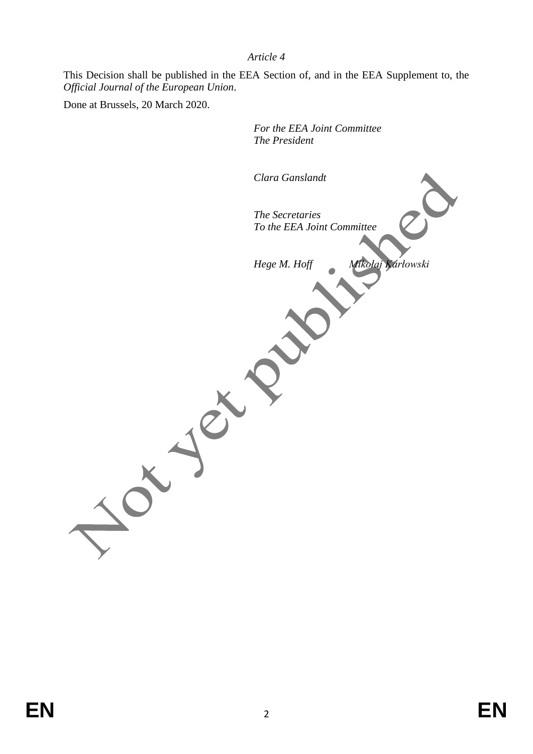*Article 4*

This Decision shall be published in the EEA Section of, and in the EEA Supplement to, the *Official Journal of the European Union*.

Done at Brussels, 20 March 2020.

*For the EEA Joint Committee*
*The President*

*Clara Ganslandt*

*The Secretaries*
*To the EEA Joint Committee*

*Hege M. Hoff* *Mikołaj Karłowski*

Not yet published